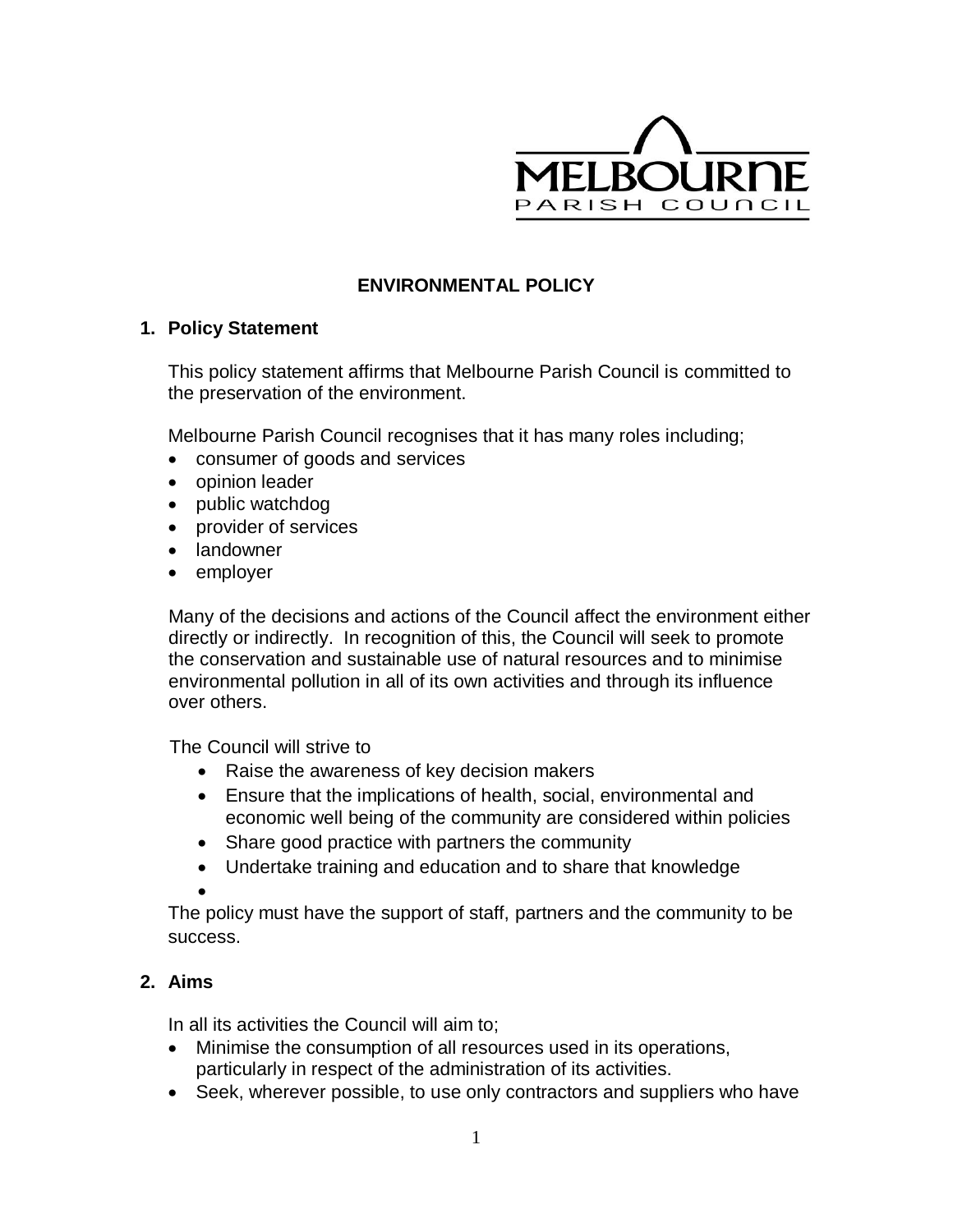MELBOURNE PARISH COUNCIL

# ENVIRONMENTAL POLICY

## 1. Policy Statement

This policy statement affirms that Melbourne Parish Council is committed to the preservation of the environment.

Melbourne Parish Council recognises that it has many roles including;

- consumer of goods and services
- opinion leader
- public watchdog
- provider of services
- landowner
- employer

Many of the decisions and actions of the Council affect the environment either directly or indirectly. In recognition of this, the Council will seek to promote the conservation and sustainable use of natural resources and to minimise environmental pollution in all of its own activities and through its influence over others.

The Council will strive to

- Raise the awareness of key decision makers
- Ensure that the implications of health, social, environmental and economic well being of the community are considered within policies
- Share good practice with partners the community
- Undertake training and education and to share that knowledge
- 

The policy must have the support of staff, partners and the community to be success.

## 2. Aims

In all its activities the Council will aim to;

- Minimise the consumption of all resources used in its operations, particularly in respect of the administration of its activities.
- Seek, wherever possible, to use only contractors and suppliers who have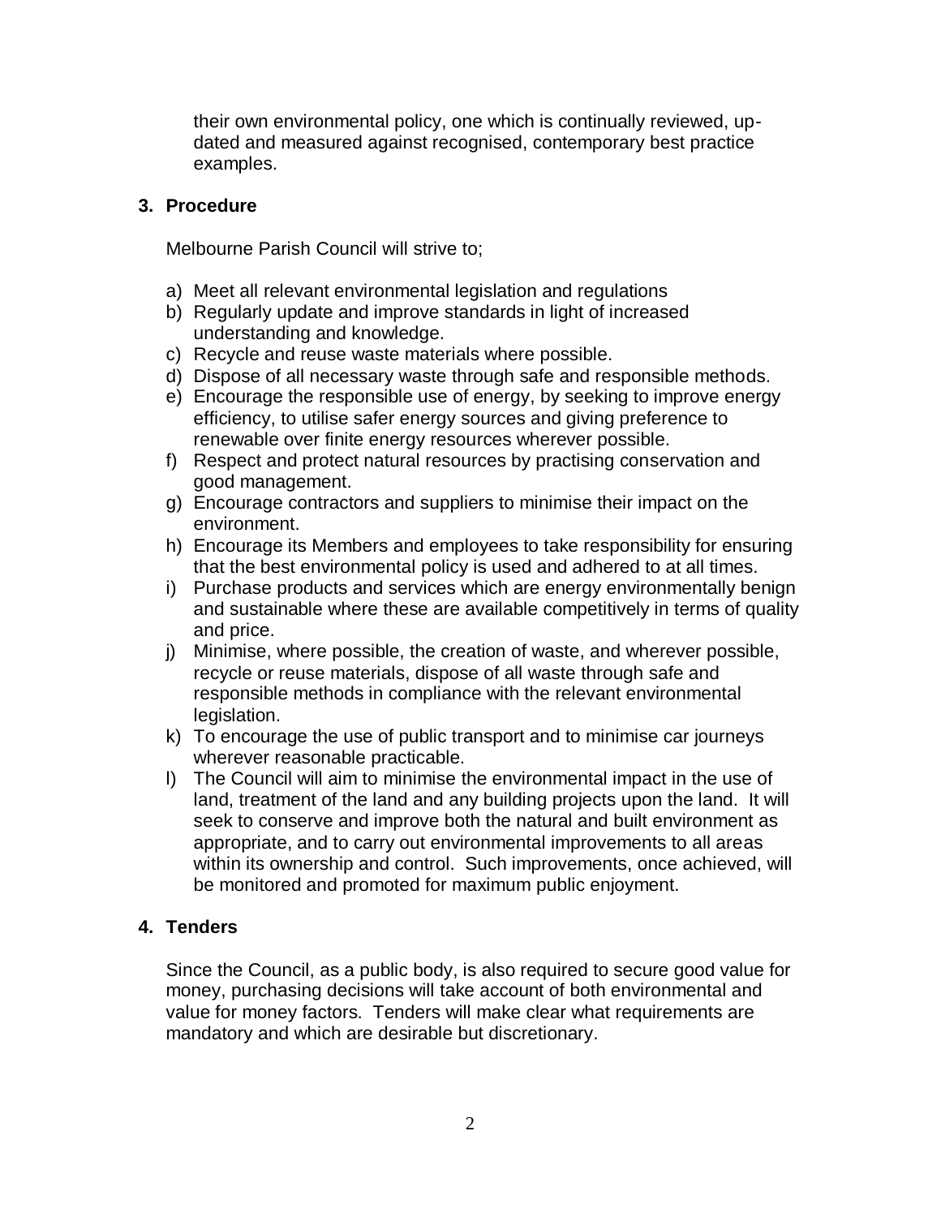their own environmental policy, one which is continually reviewed, up-dated and measured against recognised, contemporary best practice examples.

## 3. Procedure

Melbourne Parish Council will strive to;

a) Meet all relevant environmental legislation and regulations
b) Regularly update and improve standards in light of increased understanding and knowledge.
c) Recycle and reuse waste materials where possible.
d) Dispose of all necessary waste through safe and responsible methods.
e) Encourage the responsible use of energy, by seeking to improve energy efficiency, to utilise safer energy sources and giving preference to renewable over finite energy resources wherever possible.
f) Respect and protect natural resources by practising conservation and good management.
g) Encourage contractors and suppliers to minimise their impact on the environment.
h) Encourage its Members and employees to take responsibility for ensuring that the best environmental policy is used and adhered to at all times.
i) Purchase products and services which are energy environmentally benign and sustainable where these are available competitively in terms of quality and price.
j) Minimise, where possible, the creation of waste, and wherever possible, recycle or reuse materials, dispose of all waste through safe and responsible methods in compliance with the relevant environmental legislation.
k) To encourage the use of public transport and to minimise car journeys wherever reasonable practicable.
l) The Council will aim to minimise the environmental impact in the use of land, treatment of the land and any building projects upon the land. It will seek to conserve and improve both the natural and built environment as appropriate, and to carry out environmental improvements to all areas within its ownership and control. Such improvements, once achieved, will be monitored and promoted for maximum public enjoyment.

## 4. Tenders

Since the Council, as a public body, is also required to secure good value for money, purchasing decisions will take account of both environmental and value for money factors. Tenders will make clear what requirements are mandatory and which are desirable but discretionary.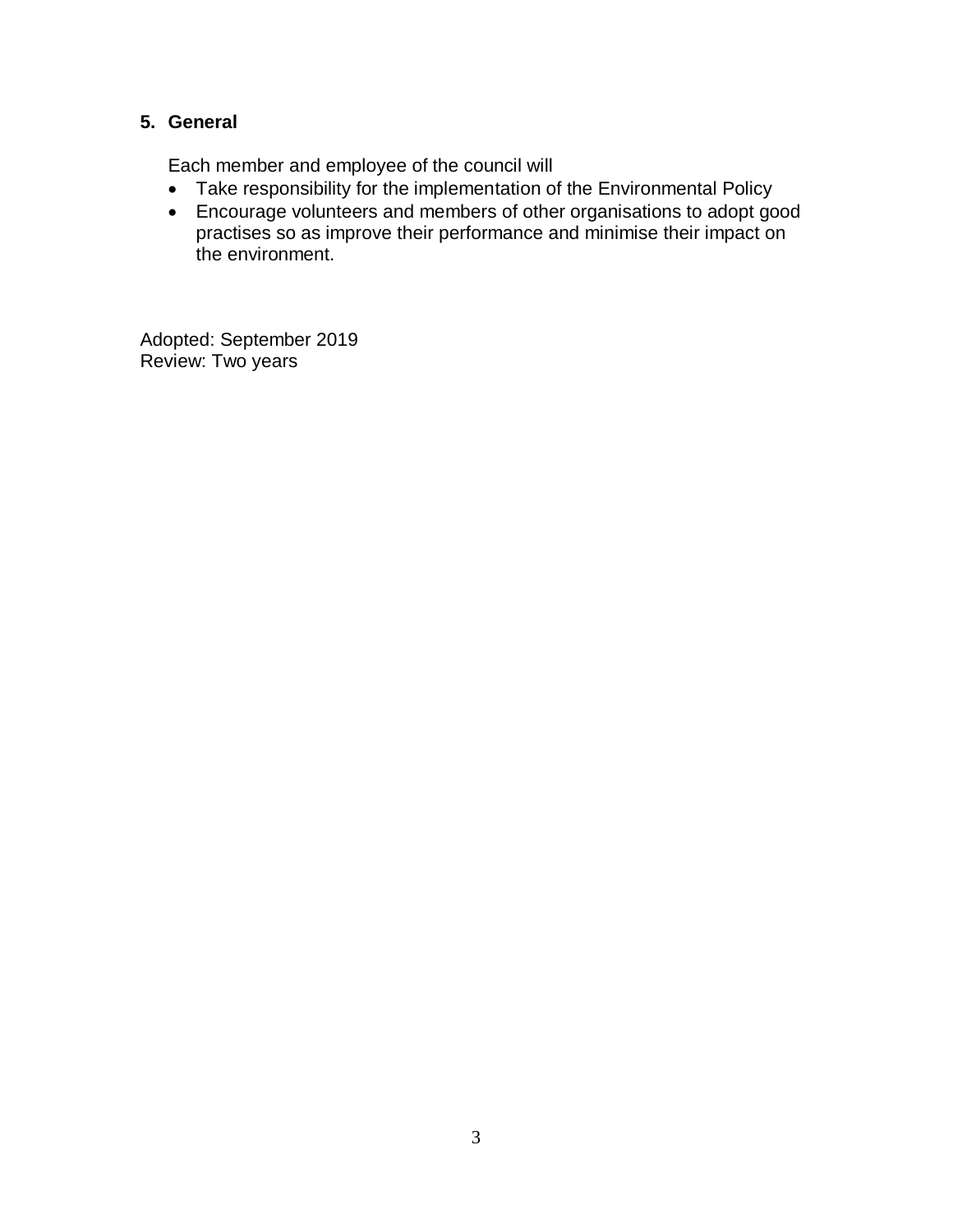## 5. General

Each member and employee of the council will

- Take responsibility for the implementation of the Environmental Policy
- Encourage volunteers and members of other organisations to adopt good practises so as improve their performance and minimise their impact on the environment.

Adopted: September 2019
Review: Two years